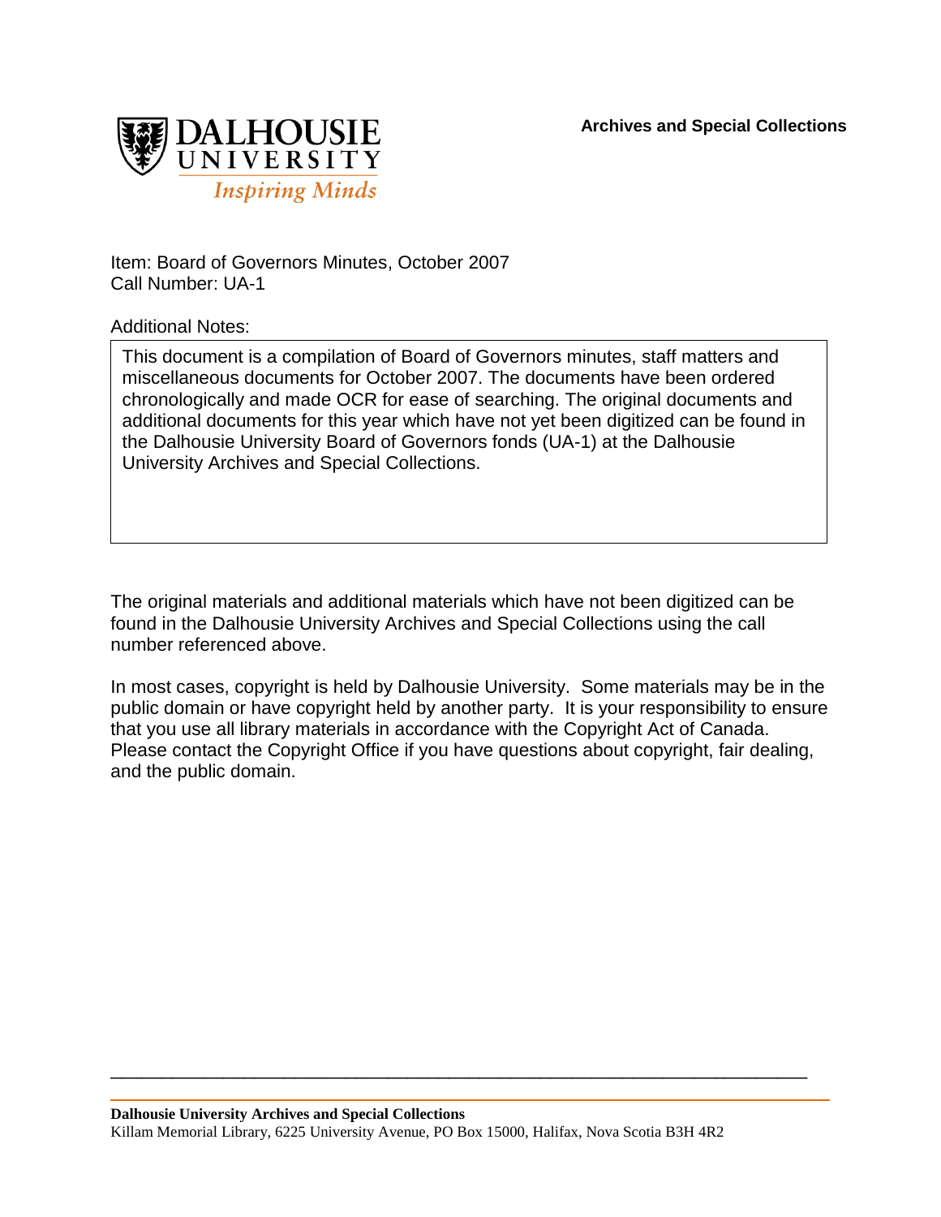**Archives and Special Collections**

DALHOUSIE UNIVERSITY
*Inspiring Minds*

Item: Board of Governors Minutes, October 2007
Call Number: UA-1

Additional Notes:

This document is a compilation of Board of Governors minutes, staff matters and miscellaneous documents for October 2007. The documents have been ordered chronologically and made OCR for ease of searching. The original documents and additional documents for this year which have not yet been digitized can be found in the Dalhousie University Board of Governors fonds (UA-1) at the Dalhousie University Archives and Special Collections.

The original materials and additional materials which have not been digitized can be found in the Dalhousie University Archives and Special Collections using the call number referenced above.

In most cases, copyright is held by Dalhousie University. Some materials may be in the public domain or have copyright held by another party. It is your responsibility to ensure that you use all library materials in accordance with the Copyright Act of Canada. Please contact the Copyright Office if you have questions about copyright, fair dealing, and the public domain.

**Dalhousie University Archives and Special Collections**
Killam Memorial Library, 6225 University Avenue, PO Box 15000, Halifax, Nova Scotia B3H 4R2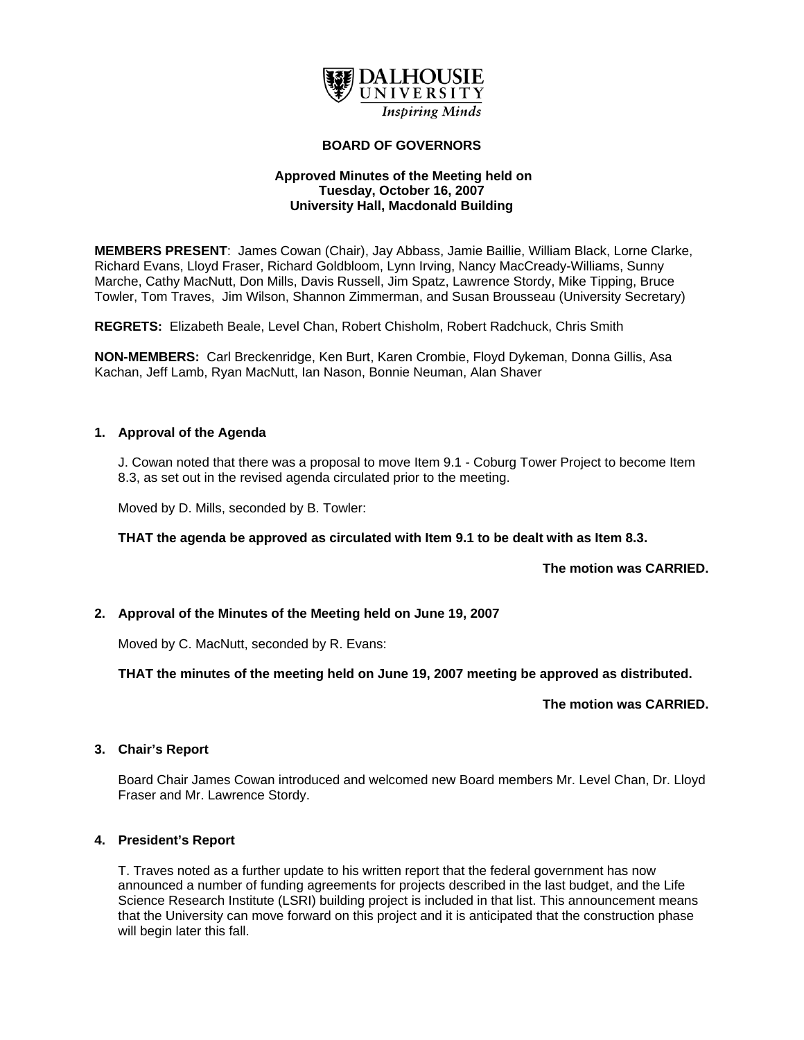**DALHOUSIE UNIVERSITY**
*Inspiring Minds*

# BOARD OF GOVERNORS

**Approved Minutes of the Meeting held on**
**Tuesday, October 16, 2007**
**University Hall, Macdonald Building**

**MEMBERS PRESENT**: James Cowan (Chair), Jay Abbass, Jamie Baillie, William Black, Lorne Clarke, Richard Evans, Lloyd Fraser, Richard Goldbloom, Lynn Irving, Nancy MacCready-Williams, Sunny Marche, Cathy MacNutt, Don Mills, Davis Russell, Jim Spatz, Lawrence Stordy, Mike Tipping, Bruce Towler, Tom Traves, Jim Wilson, Shannon Zimmerman, and Susan Brousseau (University Secretary)

**REGRETS:** Elizabeth Beale, Level Chan, Robert Chisholm, Robert Radchuck, Chris Smith

**NON-MEMBERS:** Carl Breckenridge, Ken Burt, Karen Crombie, Floyd Dykeman, Donna Gillis, Asa Kachan, Jeff Lamb, Ryan MacNutt, Ian Nason, Bonnie Neuman, Alan Shaver

## 1. Approval of the Agenda

J. Cowan noted that there was a proposal to move Item 9.1 - Coburg Tower Project to become Item 8.3, as set out in the revised agenda circulated prior to the meeting.

Moved by D. Mills, seconded by B. Towler:

**THAT the agenda be approved as circulated with Item 9.1 to be dealt with as Item 8.3.**

**The motion was CARRIED.**

## 2. Approval of the Minutes of the Meeting held on June 19, 2007

Moved by C. MacNutt, seconded by R. Evans:

**THAT the minutes of the meeting held on June 19, 2007 meeting be approved as distributed.**

**The motion was CARRIED.**

## 3. Chair's Report

Board Chair James Cowan introduced and welcomed new Board members Mr. Level Chan, Dr. Lloyd Fraser and Mr. Lawrence Stordy.

## 4. President's Report

T. Traves noted as a further update to his written report that the federal government has now announced a number of funding agreements for projects described in the last budget, and the Life Science Research Institute (LSRI) building project is included in that list. This announcement means that the University can move forward on this project and it is anticipated that the construction phase will begin later this fall.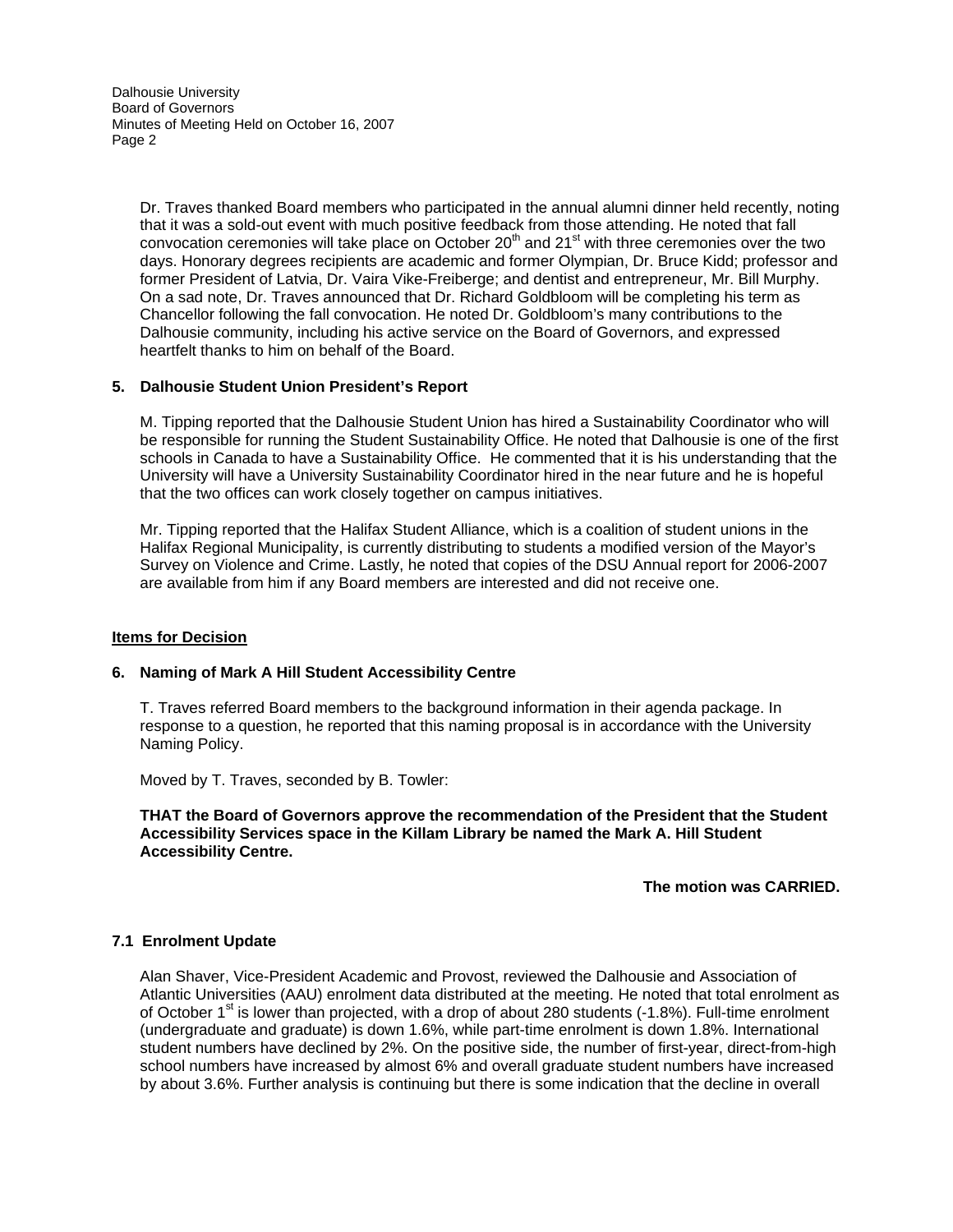Dr. Traves thanked Board members who participated in the annual alumni dinner held recently, noting that it was a sold-out event with much positive feedback from those attending. He noted that fall convocation ceremonies will take place on October 20th and 21st with three ceremonies over the two days. Honorary degrees recipients are academic and former Olympian, Dr. Bruce Kidd; professor and former President of Latvia, Dr. Vaira Vike-Freiberge; and dentist and entrepreneur, Mr. Bill Murphy. On a sad note, Dr. Traves announced that Dr. Richard Goldbloom will be completing his term as Chancellor following the fall convocation. He noted Dr. Goldbloom's many contributions to the Dalhousie community, including his active service on the Board of Governors, and expressed heartfelt thanks to him on behalf of the Board.

**5. Dalhousie Student Union President's Report**

M. Tipping reported that the Dalhousie Student Union has hired a Sustainability Coordinator who will be responsible for running the Student Sustainability Office. He noted that Dalhousie is one of the first schools in Canada to have a Sustainability Office. He commented that it is his understanding that the University will have a University Sustainability Coordinator hired in the near future and he is hopeful that the two offices can work closely together on campus initiatives.

Mr. Tipping reported that the Halifax Student Alliance, which is a coalition of student unions in the Halifax Regional Municipality, is currently distributing to students a modified version of the Mayor's Survey on Violence and Crime. Lastly, he noted that copies of the DSU Annual report for 2006-2007 are available from him if any Board members are interested and did not receive one.

**Items for Decision**

**6. Naming of Mark A Hill Student Accessibility Centre**

T. Traves referred Board members to the background information in their agenda package. In response to a question, he reported that this naming proposal is in accordance with the University Naming Policy.

Moved by T. Traves, seconded by B. Towler:

**THAT the Board of Governors approve the recommendation of the President that the Student Accessibility Services space in the Killam Library be named the Mark A. Hill Student Accessibility Centre.**

**The motion was CARRIED.**

**7.1 Enrolment Update**

Alan Shaver, Vice-President Academic and Provost, reviewed the Dalhousie and Association of Atlantic Universities (AAU) enrolment data distributed at the meeting. He noted that total enrolment as of October 1st is lower than projected, with a drop of about 280 students (-1.8%). Full-time enrolment (undergraduate and graduate) is down 1.6%, while part-time enrolment is down 1.8%. International student numbers have declined by 2%. On the positive side, the number of first-year, direct-from-high school numbers have increased by almost 6% and overall graduate student numbers have increased by about 3.6%. Further analysis is continuing but there is some indication that the decline in overall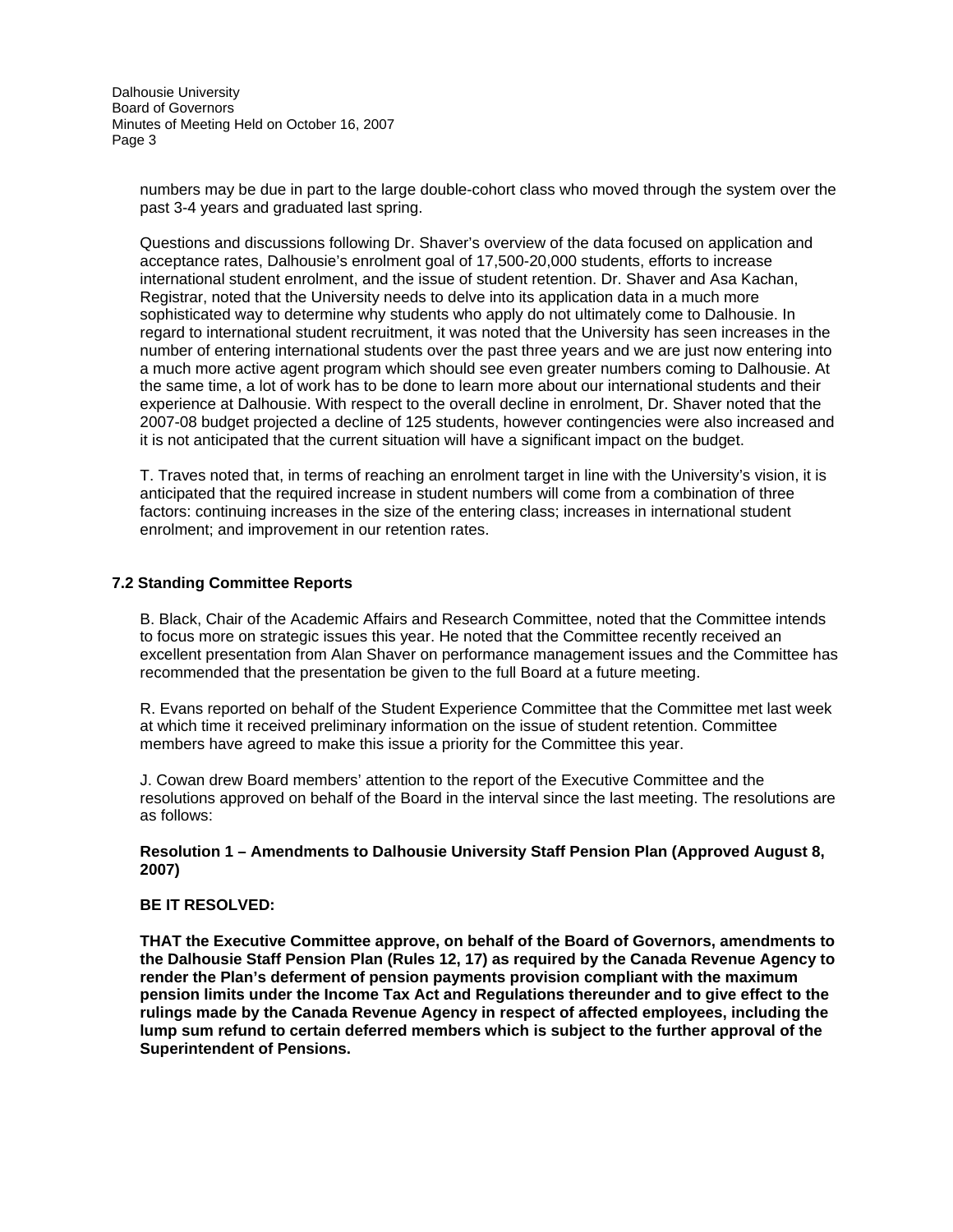numbers may be due in part to the large double-cohort class who moved through the system over the past 3-4 years and graduated last spring.

Questions and discussions following Dr. Shaver's overview of the data focused on application and acceptance rates, Dalhousie's enrolment goal of 17,500-20,000 students, efforts to increase international student enrolment, and the issue of student retention. Dr. Shaver and Asa Kachan, Registrar, noted that the University needs to delve into its application data in a much more sophisticated way to determine why students who apply do not ultimately come to Dalhousie. In regard to international student recruitment, it was noted that the University has seen increases in the number of entering international students over the past three years and we are just now entering into a much more active agent program which should see even greater numbers coming to Dalhousie. At the same time, a lot of work has to be done to learn more about our international students and their experience at Dalhousie. With respect to the overall decline in enrolment, Dr. Shaver noted that the 2007-08 budget projected a decline of 125 students, however contingencies were also increased and it is not anticipated that the current situation will have a significant impact on the budget.

T. Traves noted that, in terms of reaching an enrolment target in line with the University's vision, it is anticipated that the required increase in student numbers will come from a combination of three factors: continuing increases in the size of the entering class; increases in international student enrolment; and improvement in our retention rates.

**7.2 Standing Committee Reports**

B. Black, Chair of the Academic Affairs and Research Committee, noted that the Committee intends to focus more on strategic issues this year. He noted that the Committee recently received an excellent presentation from Alan Shaver on performance management issues and the Committee has recommended that the presentation be given to the full Board at a future meeting.

R. Evans reported on behalf of the Student Experience Committee that the Committee met last week at which time it received preliminary information on the issue of student retention. Committee members have agreed to make this issue a priority for the Committee this year.

J. Cowan drew Board members' attention to the report of the Executive Committee and the resolutions approved on behalf of the Board in the interval since the last meeting. The resolutions are as follows:

**Resolution 1 – Amendments to Dalhousie University Staff Pension Plan (Approved August 8, 2007)**

**BE IT RESOLVED:**

**THAT the Executive Committee approve, on behalf of the Board of Governors, amendments to the Dalhousie Staff Pension Plan (Rules 12, 17) as required by the Canada Revenue Agency to render the Plan's deferment of pension payments provision compliant with the maximum pension limits under the Income Tax Act and Regulations thereunder and to give effect to the rulings made by the Canada Revenue Agency in respect of affected employees, including the lump sum refund to certain deferred members which is subject to the further approval of the Superintendent of Pensions.**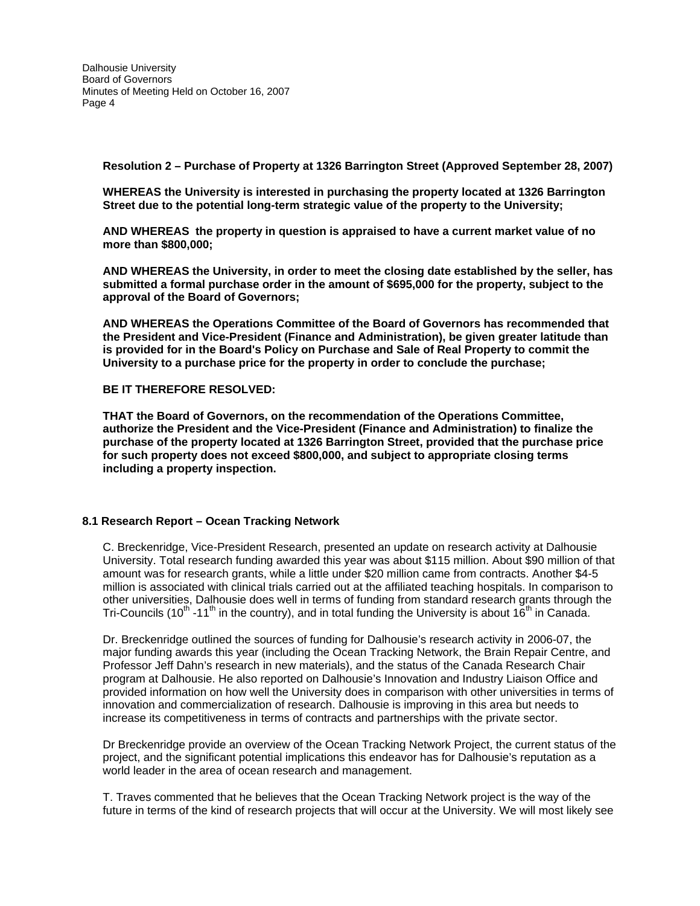**Resolution 2 – Purchase of Property at 1326 Barrington Street (Approved September 28, 2007)**

**WHEREAS the University is interested in purchasing the property located at 1326 Barrington Street due to the potential long-term strategic value of the property to the University;**

**AND WHEREAS the property in question is appraised to have a current market value of no more than $800,000;**

**AND WHEREAS the University, in order to meet the closing date established by the seller, has submitted a formal purchase order in the amount of $695,000 for the property, subject to the approval of the Board of Governors;**

**AND WHEREAS the Operations Committee of the Board of Governors has recommended that the President and Vice-President (Finance and Administration), be given greater latitude than is provided for in the Board's Policy on Purchase and Sale of Real Property to commit the University to a purchase price for the property in order to conclude the purchase;**

**BE IT THEREFORE RESOLVED:**

**THAT the Board of Governors, on the recommendation of the Operations Committee, authorize the President and the Vice-President (Finance and Administration) to finalize the purchase of the property located at 1326 Barrington Street, provided that the purchase price for such property does not exceed $800,000, and subject to appropriate closing terms including a property inspection.**

### 8.1 Research Report – Ocean Tracking Network

C. Breckenridge, Vice-President Research, presented an update on research activity at Dalhousie University. Total research funding awarded this year was about $115 million. About $90 million of that amount was for research grants, while a little under $20 million came from contracts. Another $4-5 million is associated with clinical trials carried out at the affiliated teaching hospitals. In comparison to other universities, Dalhousie does well in terms of funding from standard research grants through the Tri-Councils (10th -11th in the country), and in total funding the University is about 16th in Canada.

Dr. Breckenridge outlined the sources of funding for Dalhousie's research activity in 2006-07, the major funding awards this year (including the Ocean Tracking Network, the Brain Repair Centre, and Professor Jeff Dahn's research in new materials), and the status of the Canada Research Chair program at Dalhousie. He also reported on Dalhousie's Innovation and Industry Liaison Office and provided information on how well the University does in comparison with other universities in terms of innovation and commercialization of research. Dalhousie is improving in this area but needs to increase its competitiveness in terms of contracts and partnerships with the private sector.

Dr Breckenridge provide an overview of the Ocean Tracking Network Project, the current status of the project, and the significant potential implications this endeavor has for Dalhousie's reputation as a world leader in the area of ocean research and management.

T. Traves commented that he believes that the Ocean Tracking Network project is the way of the future in terms of the kind of research projects that will occur at the University. We will most likely see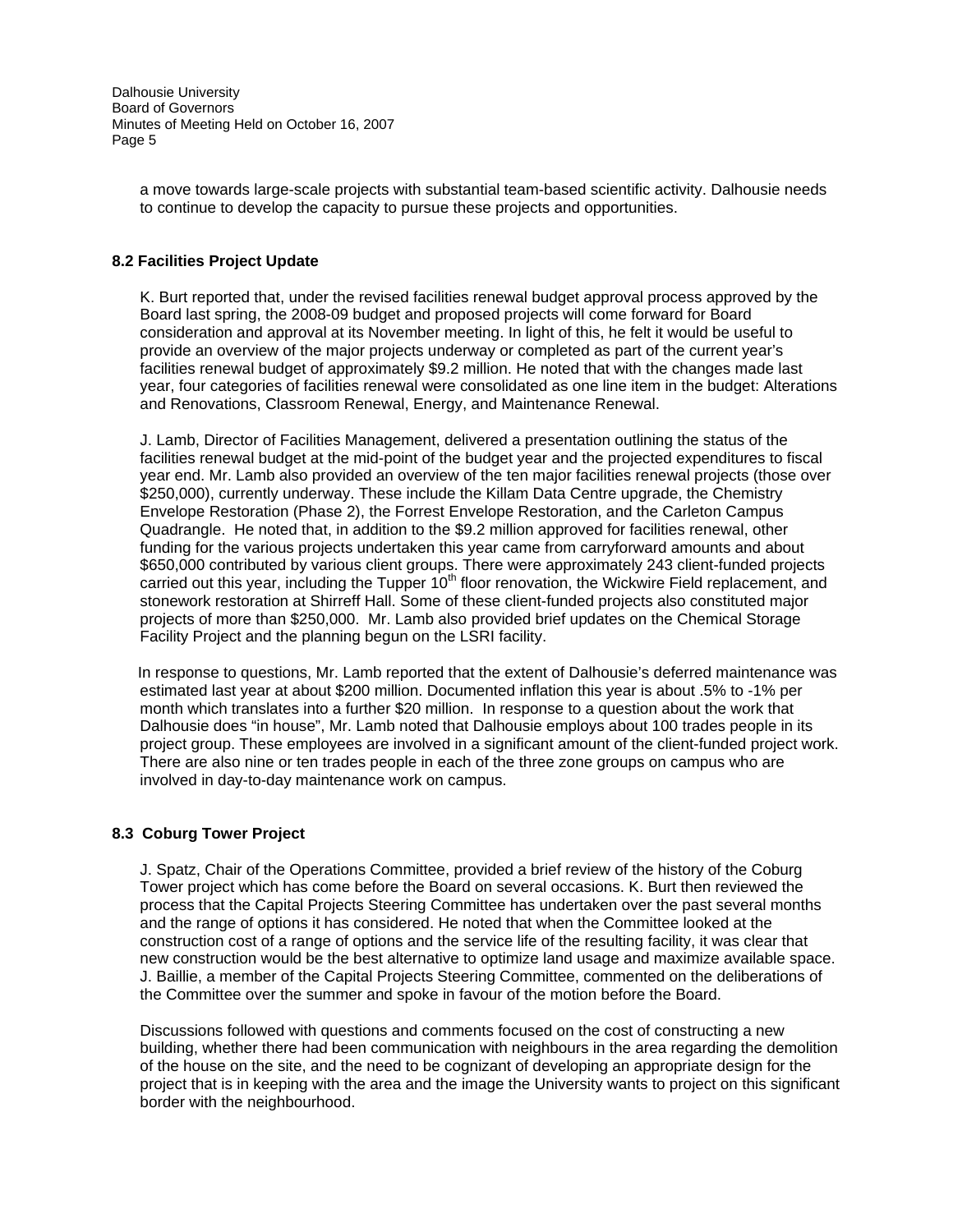a move towards large-scale projects with substantial team-based scientific activity. Dalhousie needs to continue to develop the capacity to pursue these projects and opportunities.

**8.2 Facilities Project Update**

K. Burt reported that, under the revised facilities renewal budget approval process approved by the Board last spring, the 2008-09 budget and proposed projects will come forward for Board consideration and approval at its November meeting. In light of this, he felt it would be useful to provide an overview of the major projects underway or completed as part of the current year's facilities renewal budget of approximately $9.2 million. He noted that with the changes made last year, four categories of facilities renewal were consolidated as one line item in the budget: Alterations and Renovations, Classroom Renewal, Energy, and Maintenance Renewal.

J. Lamb, Director of Facilities Management, delivered a presentation outlining the status of the facilities renewal budget at the mid-point of the budget year and the projected expenditures to fiscal year end. Mr. Lamb also provided an overview of the ten major facilities renewal projects (those over $250,000), currently underway. These include the Killam Data Centre upgrade, the Chemistry Envelope Restoration (Phase 2), the Forrest Envelope Restoration, and the Carleton Campus Quadrangle. He noted that, in addition to the $9.2 million approved for facilities renewal, other funding for the various projects undertaken this year came from carryforward amounts and about $650,000 contributed by various client groups. There were approximately 243 client-funded projects carried out this year, including the Tupper 10th floor renovation, the Wickwire Field replacement, and stonework restoration at Shirreff Hall. Some of these client-funded projects also constituted major projects of more than $250,000. Mr. Lamb also provided brief updates on the Chemical Storage Facility Project and the planning begun on the LSRI facility.

In response to questions, Mr. Lamb reported that the extent of Dalhousie's deferred maintenance was estimated last year at about $200 million. Documented inflation this year is about .5% to -1% per month which translates into a further $20 million. In response to a question about the work that Dalhousie does "in house", Mr. Lamb noted that Dalhousie employs about 100 trades people in its project group. These employees are involved in a significant amount of the client-funded project work. There are also nine or ten trades people in each of the three zone groups on campus who are involved in day-to-day maintenance work on campus.

**8.3 Coburg Tower Project**

J. Spatz, Chair of the Operations Committee, provided a brief review of the history of the Coburg Tower project which has come before the Board on several occasions. K. Burt then reviewed the process that the Capital Projects Steering Committee has undertaken over the past several months and the range of options it has considered. He noted that when the Committee looked at the construction cost of a range of options and the service life of the resulting facility, it was clear that new construction would be the best alternative to optimize land usage and maximize available space. J. Baillie, a member of the Capital Projects Steering Committee, commented on the deliberations of the Committee over the summer and spoke in favour of the motion before the Board.

Discussions followed with questions and comments focused on the cost of constructing a new building, whether there had been communication with neighbours in the area regarding the demolition of the house on the site, and the need to be cognizant of developing an appropriate design for the project that is in keeping with the area and the image the University wants to project on this significant border with the neighbourhood.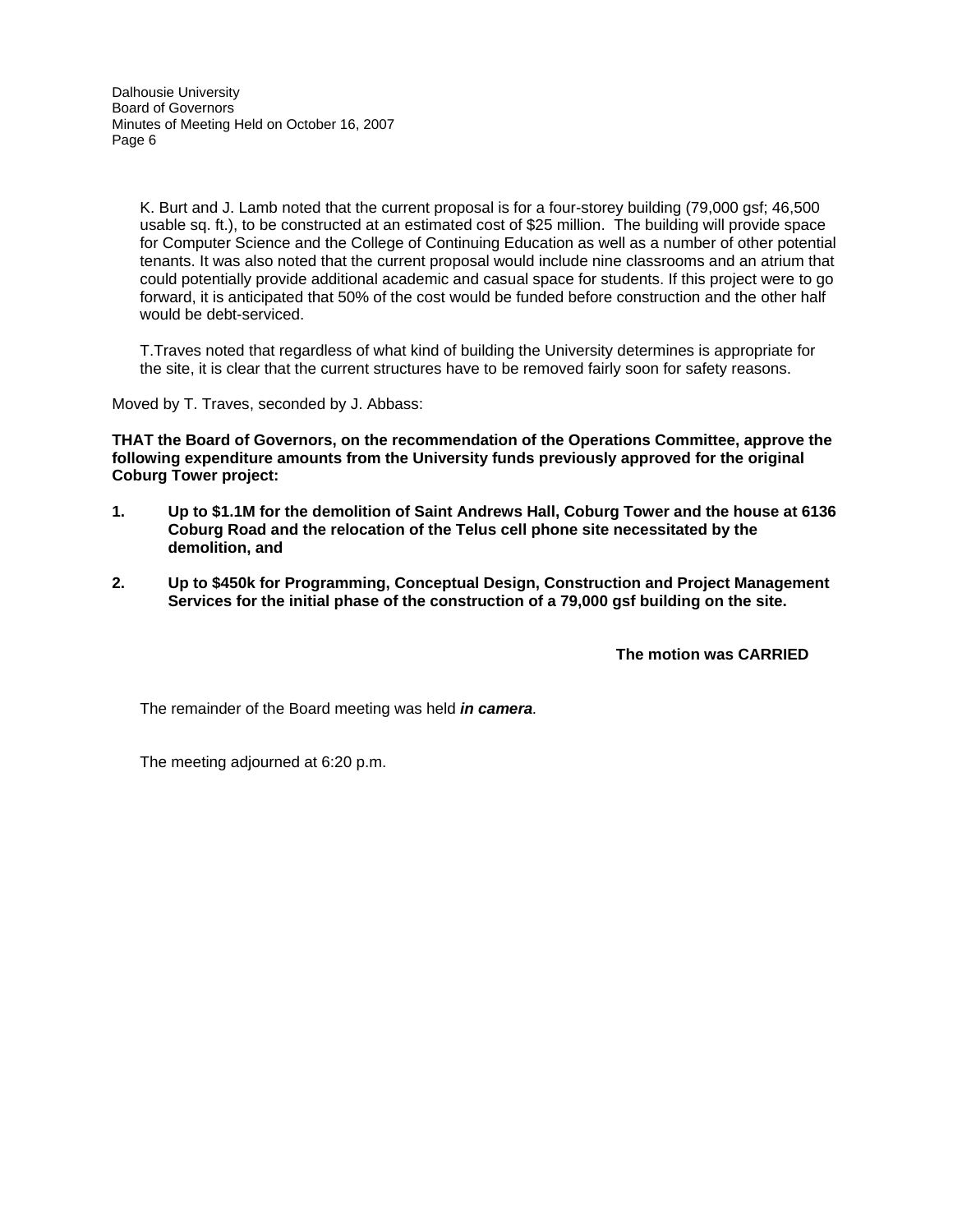K. Burt and J. Lamb noted that the current proposal is for a four-storey building (79,000 gsf; 46,500 usable sq. ft.), to be constructed at an estimated cost of $25 million. The building will provide space for Computer Science and the College of Continuing Education as well as a number of other potential tenants. It was also noted that the current proposal would include nine classrooms and an atrium that could potentially provide additional academic and casual space for students. If this project were to go forward, it is anticipated that 50% of the cost would be funded before construction and the other half would be debt-serviced.

T.Traves noted that regardless of what kind of building the University determines is appropriate for the site, it is clear that the current structures have to be removed fairly soon for safety reasons.

Moved by T. Traves, seconded by J. Abbass:

**THAT the Board of Governors, on the recommendation of the Operations Committee, approve the following expenditure amounts from the University funds previously approved for the original Coburg Tower project:**

1. **Up to $1.1M for the demolition of Saint Andrews Hall, Coburg Tower and the house at 6136 Coburg Road and the relocation of the Telus cell phone site necessitated by the demolition, and**
2. **Up to $450k for Programming, Conceptual Design, Construction and Project Management Services for the initial phase of the construction of a 79,000 gsf building on the site.**

**The motion was CARRIED**

The remainder of the Board meeting was held ***in camera***.

The meeting adjourned at 6:20 p.m.